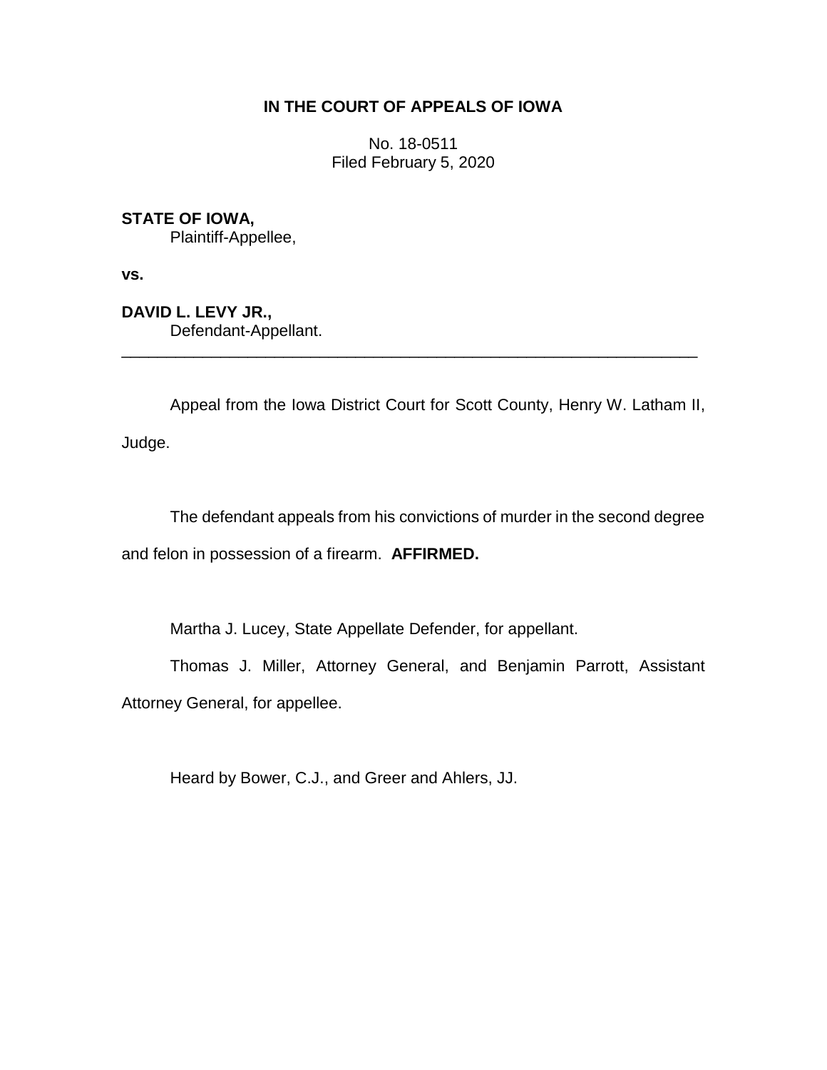**IN THE COURT OF APPEALS OF IOWA**

No. 18-0511
Filed February 5, 2020

**STATE OF IOWA,**
Plaintiff-Appellee,

**vs.**

**DAVID L. LEVY JR.,**
Defendant-Appellant.

---

Appeal from the Iowa District Court for Scott County, Henry W. Latham II, Judge.

The defendant appeals from his convictions of murder in the second degree and felon in possession of a firearm. **AFFIRMED.**

Martha J. Lucey, State Appellate Defender, for appellant.

Thomas J. Miller, Attorney General, and Benjamin Parrott, Assistant Attorney General, for appellee.

Heard by Bower, C.J., and Greer and Ahlers, JJ.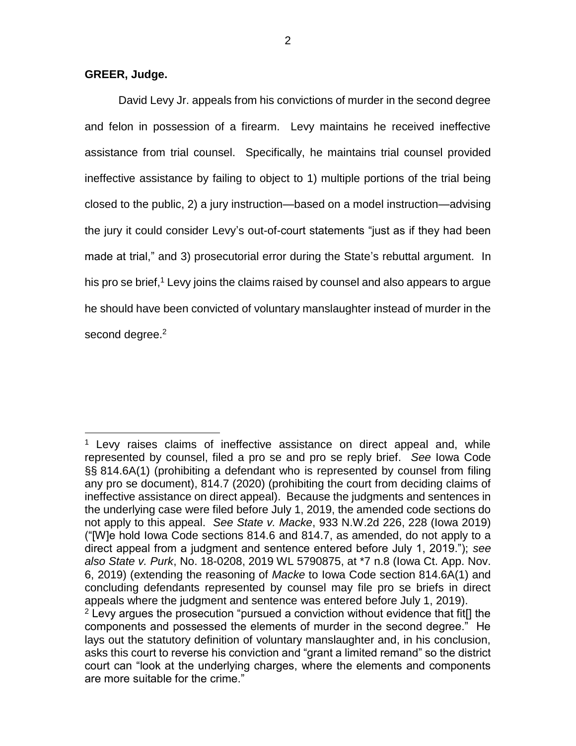**GREER, Judge.**

David Levy Jr. appeals from his convictions of murder in the second degree and felon in possession of a firearm. Levy maintains he received ineffective assistance from trial counsel. Specifically, he maintains trial counsel provided ineffective assistance by failing to object to 1) multiple portions of the trial being closed to the public, 2) a jury instruction—based on a model instruction—advising the jury it could consider Levy's out-of-court statements "just as if they had been made at trial," and 3) prosecutorial error during the State's rebuttal argument. In his pro se brief,[1] Levy joins the claims raised by counsel and also appears to argue he should have been convicted of voluntary manslaughter instead of murder in the second degree.[2]

---

[1] Levy raises claims of ineffective assistance on direct appeal and, while represented by counsel, filed a pro se and pro se reply brief. *See* Iowa Code §§ 814.6A(1) (prohibiting a defendant who is represented by counsel from filing any pro se document), 814.7 (2020) (prohibiting the court from deciding claims of ineffective assistance on direct appeal). Because the judgments and sentences in the underlying case were filed before July 1, 2019, the amended code sections do not apply to this appeal. *See State v. Macke*, 933 N.W.2d 226, 228 (Iowa 2019) ("[W]e hold Iowa Code sections 814.6 and 814.7, as amended, do not apply to a direct appeal from a judgment and sentence entered before July 1, 2019."); *see also State v. Purk*, No. 18-0208, 2019 WL 5790875, at *7 n.8 (Iowa Ct. App. Nov. 6, 2019) (extending the reasoning of *Macke* to Iowa Code section 814.6A(1) and concluding defendants represented by counsel may file pro se briefs in direct appeals where the judgment and sentence was entered before July 1, 2019).

[2] Levy argues the prosecution "pursued a conviction without evidence that fit[] the components and possessed the elements of murder in the second degree." He lays out the statutory definition of voluntary manslaughter and, in his conclusion, asks this court to reverse his conviction and "grant a limited remand" so the district court can "look at the underlying charges, where the elements and components are more suitable for the crime."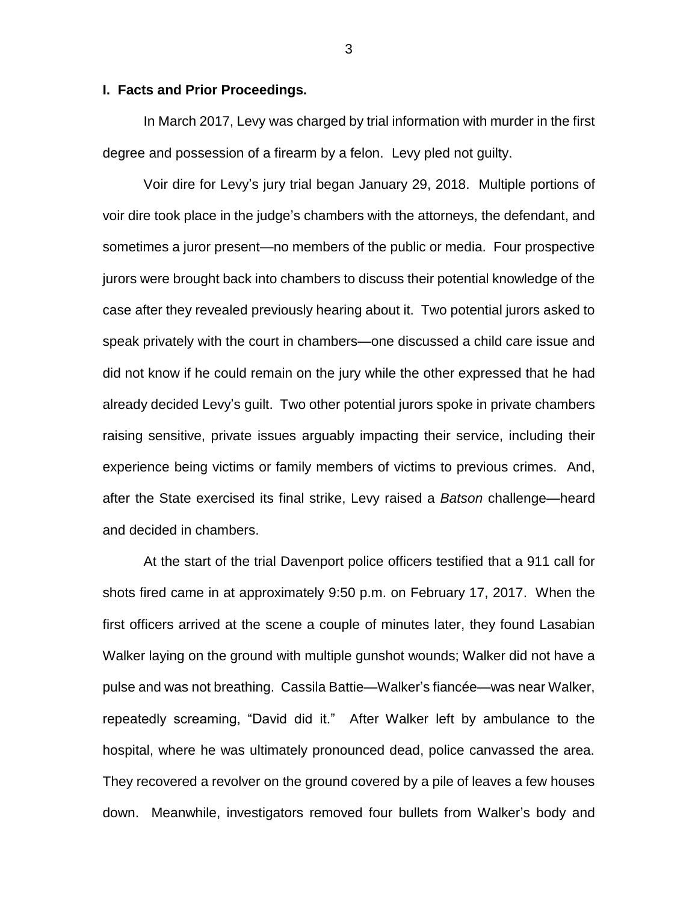## I. Facts and Prior Proceedings.

In March 2017, Levy was charged by trial information with murder in the first degree and possession of a firearm by a felon. Levy pled not guilty.

Voir dire for Levy's jury trial began January 29, 2018. Multiple portions of voir dire took place in the judge's chambers with the attorneys, the defendant, and sometimes a juror present—no members of the public or media. Four prospective jurors were brought back into chambers to discuss their potential knowledge of the case after they revealed previously hearing about it. Two potential jurors asked to speak privately with the court in chambers—one discussed a child care issue and did not know if he could remain on the jury while the other expressed that he had already decided Levy's guilt. Two other potential jurors spoke in private chambers raising sensitive, private issues arguably impacting their service, including their experience being victims or family members of victims to previous crimes. And, after the State exercised its final strike, Levy raised a *Batson* challenge—heard and decided in chambers.

At the start of the trial Davenport police officers testified that a 911 call for shots fired came in at approximately 9:50 p.m. on February 17, 2017. When the first officers arrived at the scene a couple of minutes later, they found Lasabian Walker laying on the ground with multiple gunshot wounds; Walker did not have a pulse and was not breathing. Cassila Battie—Walker's fiancée—was near Walker, repeatedly screaming, "David did it." After Walker left by ambulance to the hospital, where he was ultimately pronounced dead, police canvassed the area. They recovered a revolver on the ground covered by a pile of leaves a few houses down. Meanwhile, investigators removed four bullets from Walker's body and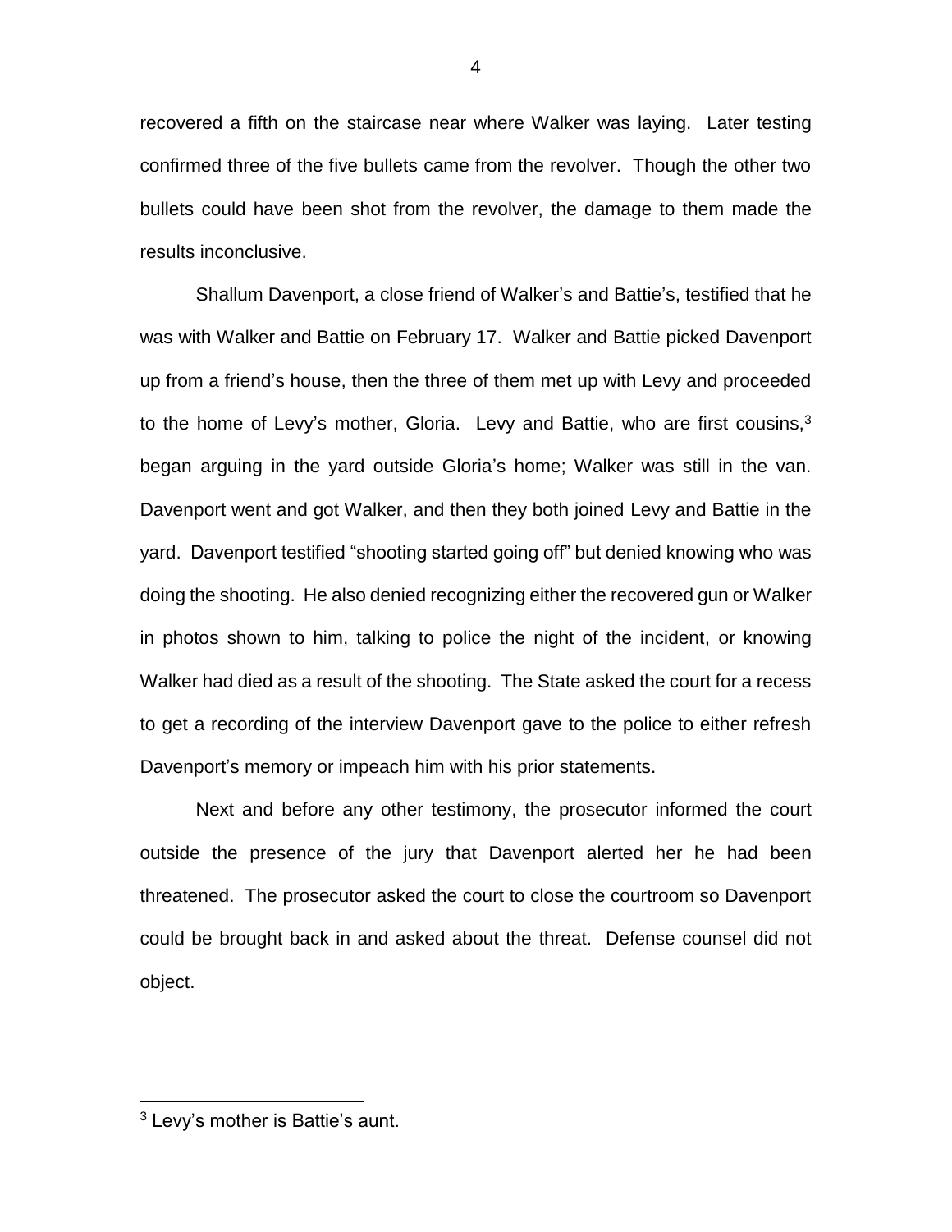recovered a fifth on the staircase near where Walker was laying. Later testing confirmed three of the five bullets came from the revolver. Though the other two bullets could have been shot from the revolver, the damage to them made the results inconclusive.

Shallum Davenport, a close friend of Walker's and Battie's, testified that he was with Walker and Battie on February 17. Walker and Battie picked Davenport up from a friend's house, then the three of them met up with Levy and proceeded to the home of Levy's mother, Gloria. Levy and Battie, who are first cousins,[3] began arguing in the yard outside Gloria's home; Walker was still in the van. Davenport went and got Walker, and then they both joined Levy and Battie in the yard. Davenport testified "shooting started going off" but denied knowing who was doing the shooting. He also denied recognizing either the recovered gun or Walker in photos shown to him, talking to police the night of the incident, or knowing Walker had died as a result of the shooting. The State asked the court for a recess to get a recording of the interview Davenport gave to the police to either refresh Davenport's memory or impeach him with his prior statements.

Next and before any other testimony, the prosecutor informed the court outside the presence of the jury that Davenport alerted her he had been threatened. The prosecutor asked the court to close the courtroom so Davenport could be brought back in and asked about the threat. Defense counsel did not object.

[3] Levy's mother is Battie's aunt.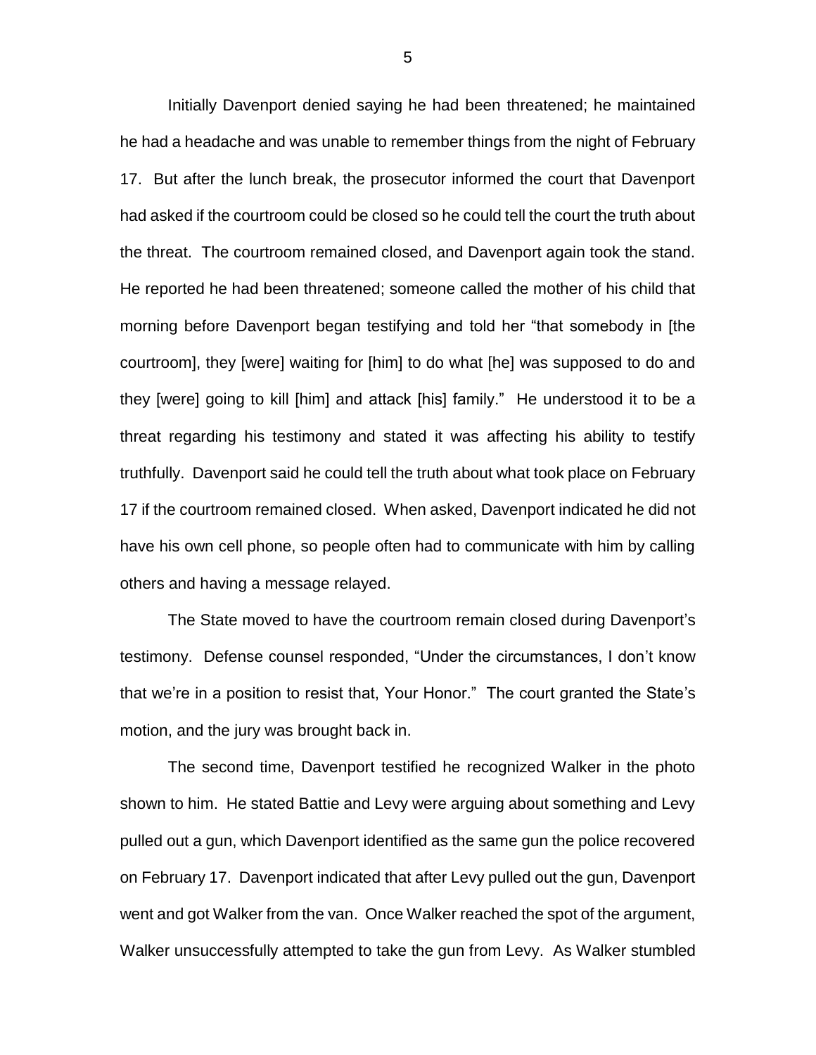Initially Davenport denied saying he had been threatened; he maintained he had a headache and was unable to remember things from the night of February 17. But after the lunch break, the prosecutor informed the court that Davenport had asked if the courtroom could be closed so he could tell the court the truth about the threat. The courtroom remained closed, and Davenport again took the stand. He reported he had been threatened; someone called the mother of his child that morning before Davenport began testifying and told her "that somebody in [the courtroom], they [were] waiting for [him] to do what [he] was supposed to do and they [were] going to kill [him] and attack [his] family." He understood it to be a threat regarding his testimony and stated it was affecting his ability to testify truthfully. Davenport said he could tell the truth about what took place on February 17 if the courtroom remained closed. When asked, Davenport indicated he did not have his own cell phone, so people often had to communicate with him by calling others and having a message relayed.

The State moved to have the courtroom remain closed during Davenport's testimony. Defense counsel responded, "Under the circumstances, I don't know that we're in a position to resist that, Your Honor." The court granted the State's motion, and the jury was brought back in.

The second time, Davenport testified he recognized Walker in the photo shown to him. He stated Battie and Levy were arguing about something and Levy pulled out a gun, which Davenport identified as the same gun the police recovered on February 17. Davenport indicated that after Levy pulled out the gun, Davenport went and got Walker from the van. Once Walker reached the spot of the argument, Walker unsuccessfully attempted to take the gun from Levy. As Walker stumbled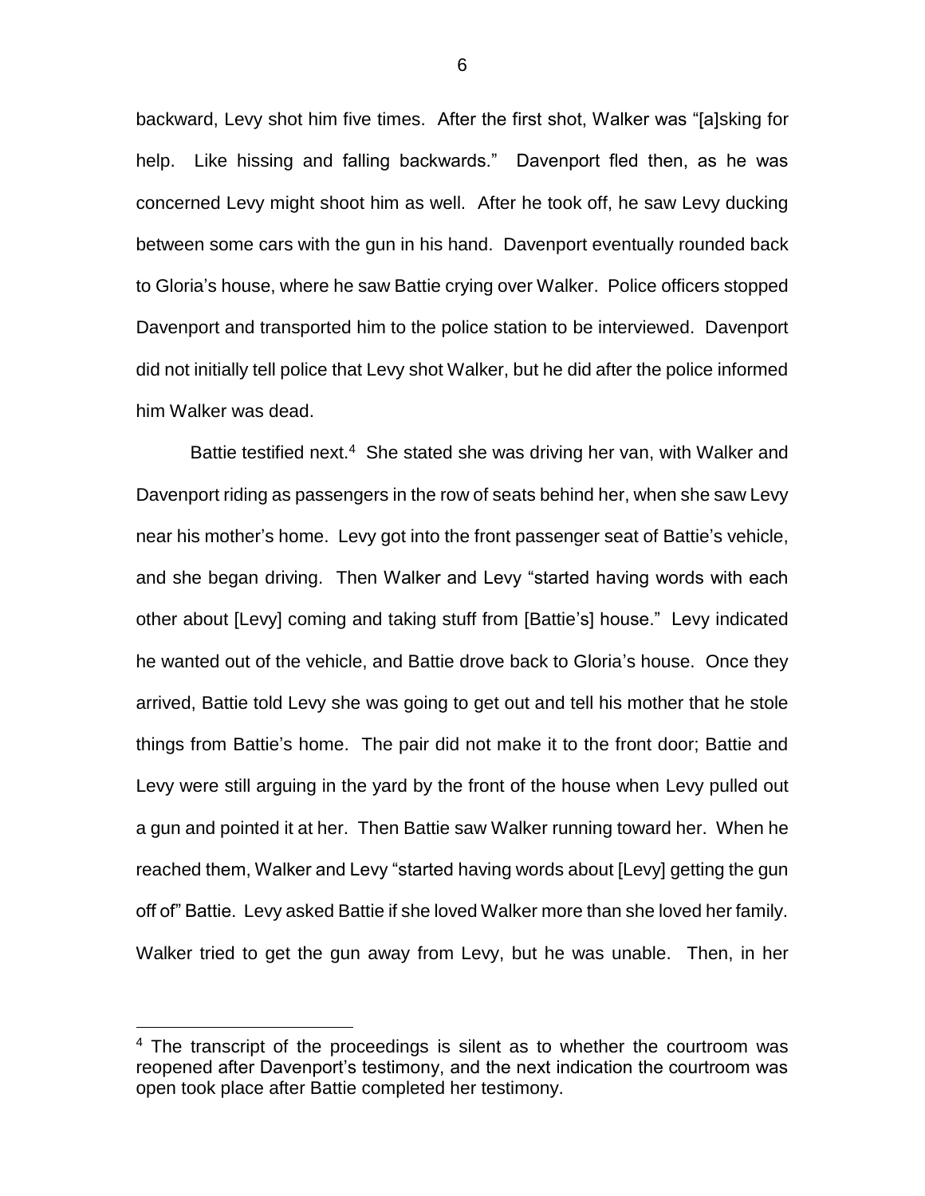backward, Levy shot him five times. After the first shot, Walker was "[a]sking for help. Like hissing and falling backwards." Davenport fled then, as he was concerned Levy might shoot him as well. After he took off, he saw Levy ducking between some cars with the gun in his hand. Davenport eventually rounded back to Gloria's house, where he saw Battie crying over Walker. Police officers stopped Davenport and transported him to the police station to be interviewed. Davenport did not initially tell police that Levy shot Walker, but he did after the police informed him Walker was dead.

Battie testified next.[4] She stated she was driving her van, with Walker and Davenport riding as passengers in the row of seats behind her, when she saw Levy near his mother's home. Levy got into the front passenger seat of Battie's vehicle, and she began driving. Then Walker and Levy "started having words with each other about [Levy] coming and taking stuff from [Battie's] house." Levy indicated he wanted out of the vehicle, and Battie drove back to Gloria's house. Once they arrived, Battie told Levy she was going to get out and tell his mother that he stole things from Battie's home. The pair did not make it to the front door; Battie and Levy were still arguing in the yard by the front of the house when Levy pulled out a gun and pointed it at her. Then Battie saw Walker running toward her. When he reached them, Walker and Levy "started having words about [Levy] getting the gun off of" Battie. Levy asked Battie if she loved Walker more than she loved her family. Walker tried to get the gun away from Levy, but he was unable. Then, in her

[4] The transcript of the proceedings is silent as to whether the courtroom was reopened after Davenport's testimony, and the next indication the courtroom was open took place after Battie completed her testimony.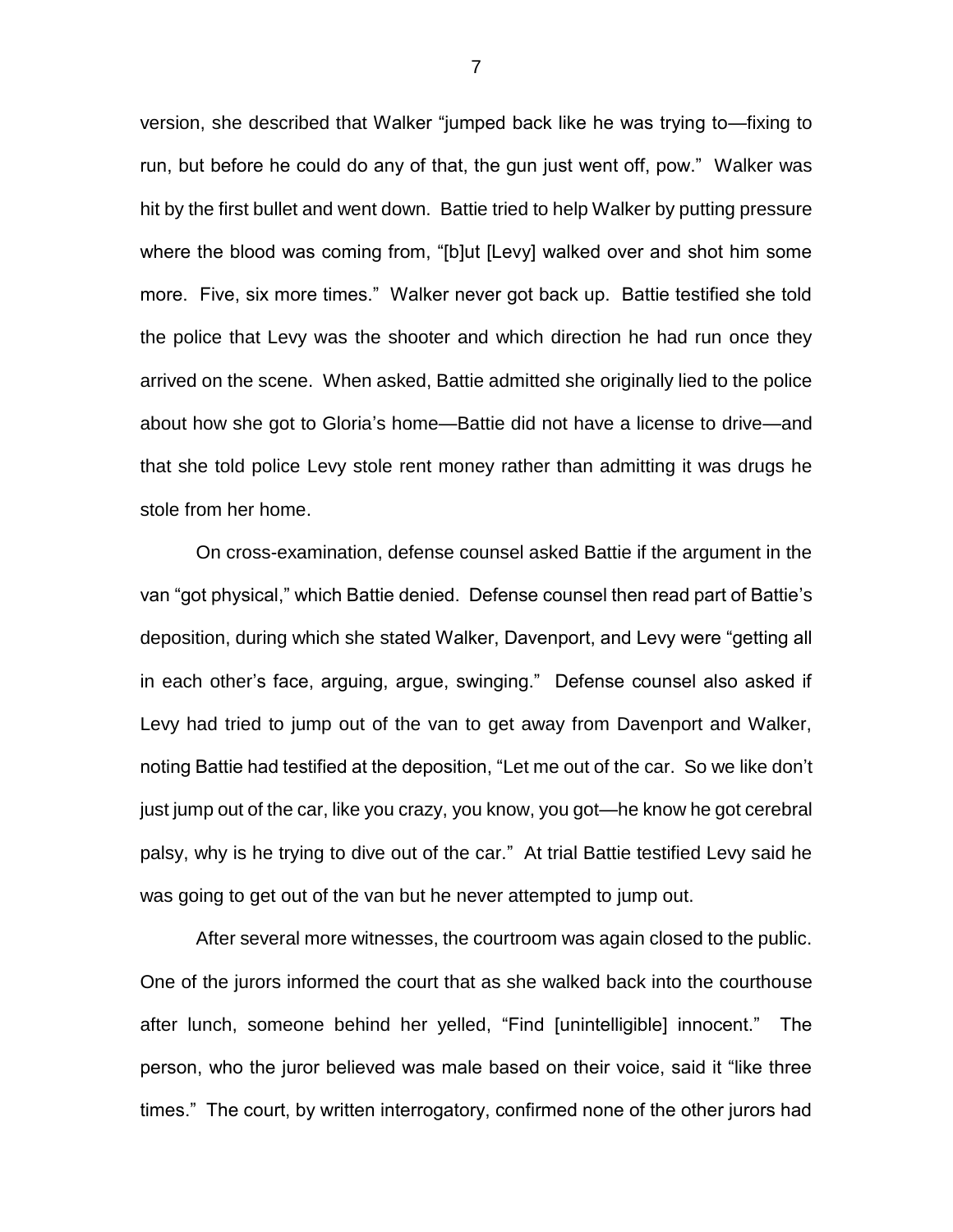version, she described that Walker "jumped back like he was trying to—fixing to run, but before he could do any of that, the gun just went off, pow." Walker was hit by the first bullet and went down. Battie tried to help Walker by putting pressure where the blood was coming from, "[b]ut [Levy] walked over and shot him some more. Five, six more times." Walker never got back up. Battie testified she told the police that Levy was the shooter and which direction he had run once they arrived on the scene. When asked, Battie admitted she originally lied to the police about how she got to Gloria's home—Battie did not have a license to drive—and that she told police Levy stole rent money rather than admitting it was drugs he stole from her home.

On cross-examination, defense counsel asked Battie if the argument in the van "got physical," which Battie denied. Defense counsel then read part of Battie's deposition, during which she stated Walker, Davenport, and Levy were "getting all in each other's face, arguing, argue, swinging." Defense counsel also asked if Levy had tried to jump out of the van to get away from Davenport and Walker, noting Battie had testified at the deposition, "Let me out of the car. So we like don't just jump out of the car, like you crazy, you know, you got—he know he got cerebral palsy, why is he trying to dive out of the car." At trial Battie testified Levy said he was going to get out of the van but he never attempted to jump out.

After several more witnesses, the courtroom was again closed to the public. One of the jurors informed the court that as she walked back into the courthouse after lunch, someone behind her yelled, "Find [unintelligible] innocent." The person, who the juror believed was male based on their voice, said it "like three times." The court, by written interrogatory, confirmed none of the other jurors had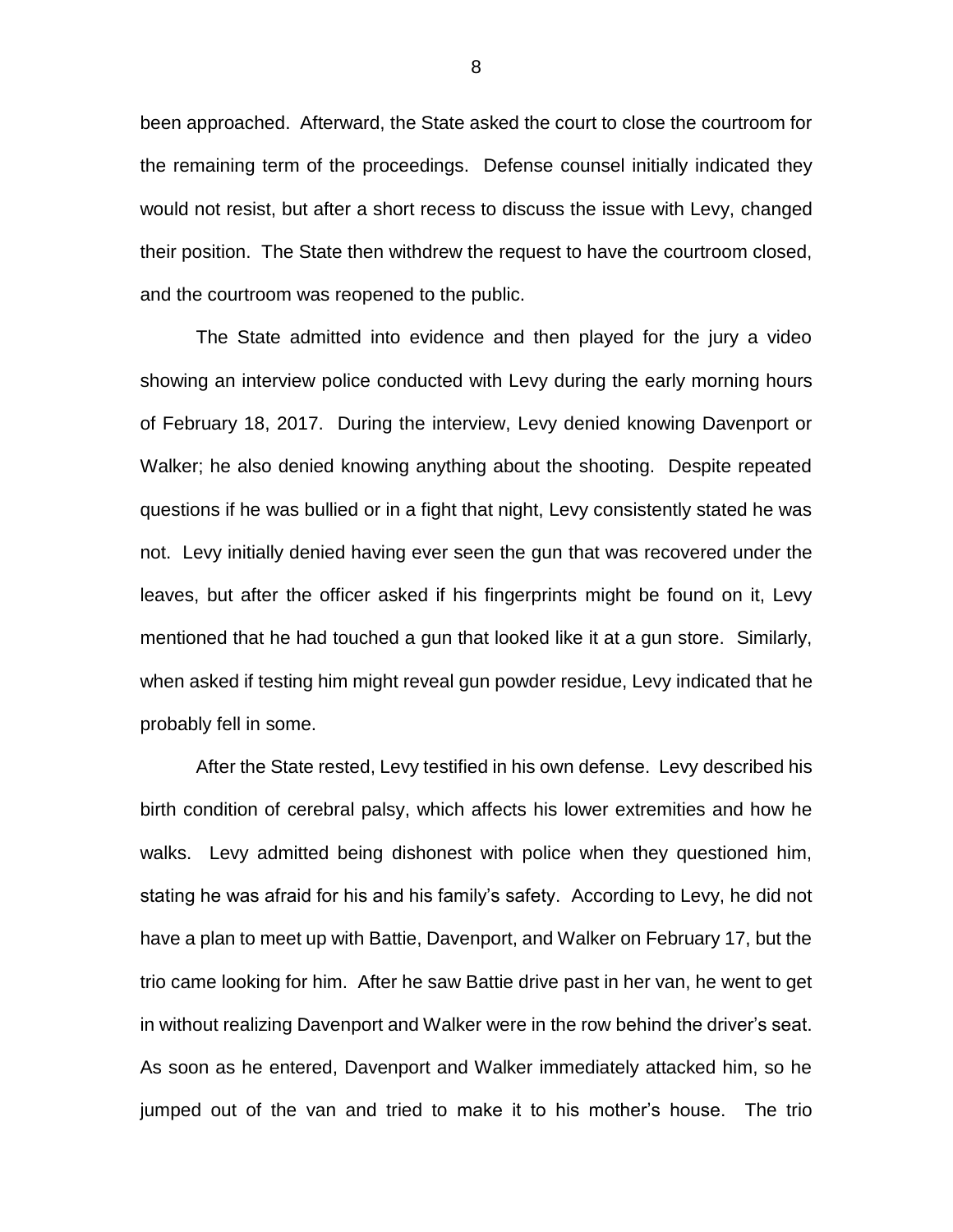been approached. Afterward, the State asked the court to close the courtroom for the remaining term of the proceedings. Defense counsel initially indicated they would not resist, but after a short recess to discuss the issue with Levy, changed their position. The State then withdrew the request to have the courtroom closed, and the courtroom was reopened to the public.

The State admitted into evidence and then played for the jury a video showing an interview police conducted with Levy during the early morning hours of February 18, 2017. During the interview, Levy denied knowing Davenport or Walker; he also denied knowing anything about the shooting. Despite repeated questions if he was bullied or in a fight that night, Levy consistently stated he was not. Levy initially denied having ever seen the gun that was recovered under the leaves, but after the officer asked if his fingerprints might be found on it, Levy mentioned that he had touched a gun that looked like it at a gun store. Similarly, when asked if testing him might reveal gun powder residue, Levy indicated that he probably fell in some.

After the State rested, Levy testified in his own defense. Levy described his birth condition of cerebral palsy, which affects his lower extremities and how he walks. Levy admitted being dishonest with police when they questioned him, stating he was afraid for his and his family's safety. According to Levy, he did not have a plan to meet up with Battie, Davenport, and Walker on February 17, but the trio came looking for him. After he saw Battie drive past in her van, he went to get in without realizing Davenport and Walker were in the row behind the driver's seat. As soon as he entered, Davenport and Walker immediately attacked him, so he jumped out of the van and tried to make it to his mother's house. The trio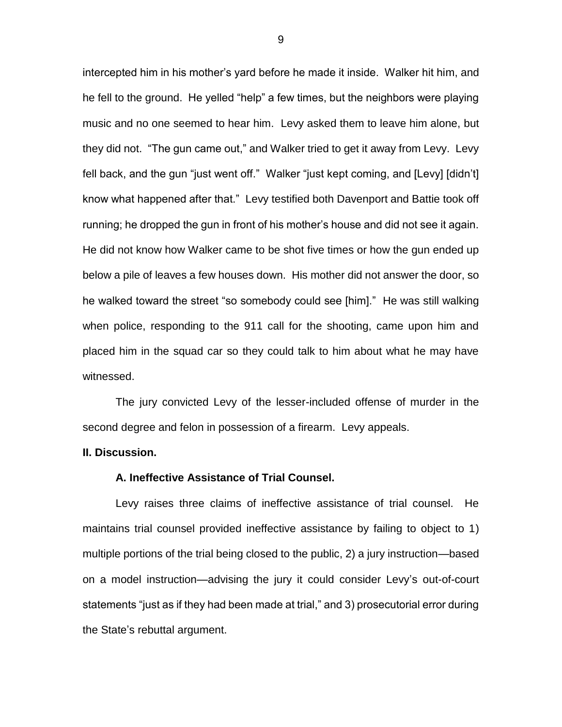intercepted him in his mother's yard before he made it inside. Walker hit him, and he fell to the ground. He yelled "help" a few times, but the neighbors were playing music and no one seemed to hear him. Levy asked them to leave him alone, but they did not. "The gun came out," and Walker tried to get it away from Levy. Levy fell back, and the gun "just went off." Walker "just kept coming, and [Levy] [didn't] know what happened after that." Levy testified both Davenport and Battie took off running; he dropped the gun in front of his mother's house and did not see it again. He did not know how Walker came to be shot five times or how the gun ended up below a pile of leaves a few houses down. His mother did not answer the door, so he walked toward the street "so somebody could see [him]." He was still walking when police, responding to the 911 call for the shooting, came upon him and placed him in the squad car so they could talk to him about what he may have witnessed.

The jury convicted Levy of the lesser-included offense of murder in the second degree and felon in possession of a firearm. Levy appeals.

## II. Discussion.

### A. Ineffective Assistance of Trial Counsel.

Levy raises three claims of ineffective assistance of trial counsel. He maintains trial counsel provided ineffective assistance by failing to object to 1) multiple portions of the trial being closed to the public, 2) a jury instruction—based on a model instruction—advising the jury it could consider Levy's out-of-court statements "just as if they had been made at trial," and 3) prosecutorial error during the State's rebuttal argument.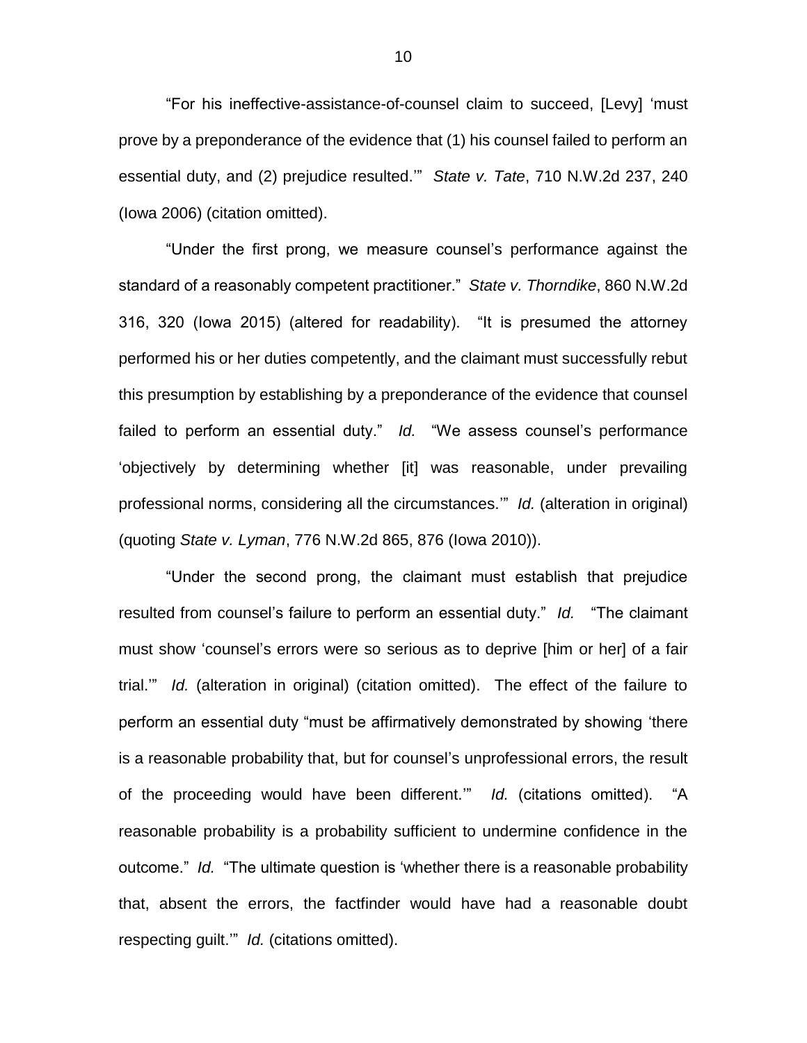"For his ineffective-assistance-of-counsel claim to succeed, [Levy] 'must prove by a preponderance of the evidence that (1) his counsel failed to perform an essential duty, and (2) prejudice resulted.'" *State v. Tate*, 710 N.W.2d 237, 240 (Iowa 2006) (citation omitted).

"Under the first prong, we measure counsel's performance against the standard of a reasonably competent practitioner." *State v. Thorndike*, 860 N.W.2d 316, 320 (Iowa 2015) (altered for readability). "It is presumed the attorney performed his or her duties competently, and the claimant must successfully rebut this presumption by establishing by a preponderance of the evidence that counsel failed to perform an essential duty." *Id.* "We assess counsel's performance 'objectively by determining whether [it] was reasonable, under prevailing professional norms, considering all the circumstances.'" *Id.* (alteration in original) (quoting *State v. Lyman*, 776 N.W.2d 865, 876 (Iowa 2010)).

"Under the second prong, the claimant must establish that prejudice resulted from counsel's failure to perform an essential duty." *Id.* "The claimant must show 'counsel's errors were so serious as to deprive [him or her] of a fair trial.'" *Id.* (alteration in original) (citation omitted). The effect of the failure to perform an essential duty "must be affirmatively demonstrated by showing 'there is a reasonable probability that, but for counsel's unprofessional errors, the result of the proceeding would have been different.'" *Id.* (citations omitted). "A reasonable probability is a probability sufficient to undermine confidence in the outcome." *Id.* "The ultimate question is 'whether there is a reasonable probability that, absent the errors, the factfinder would have had a reasonable doubt respecting guilt.'" *Id.* (citations omitted).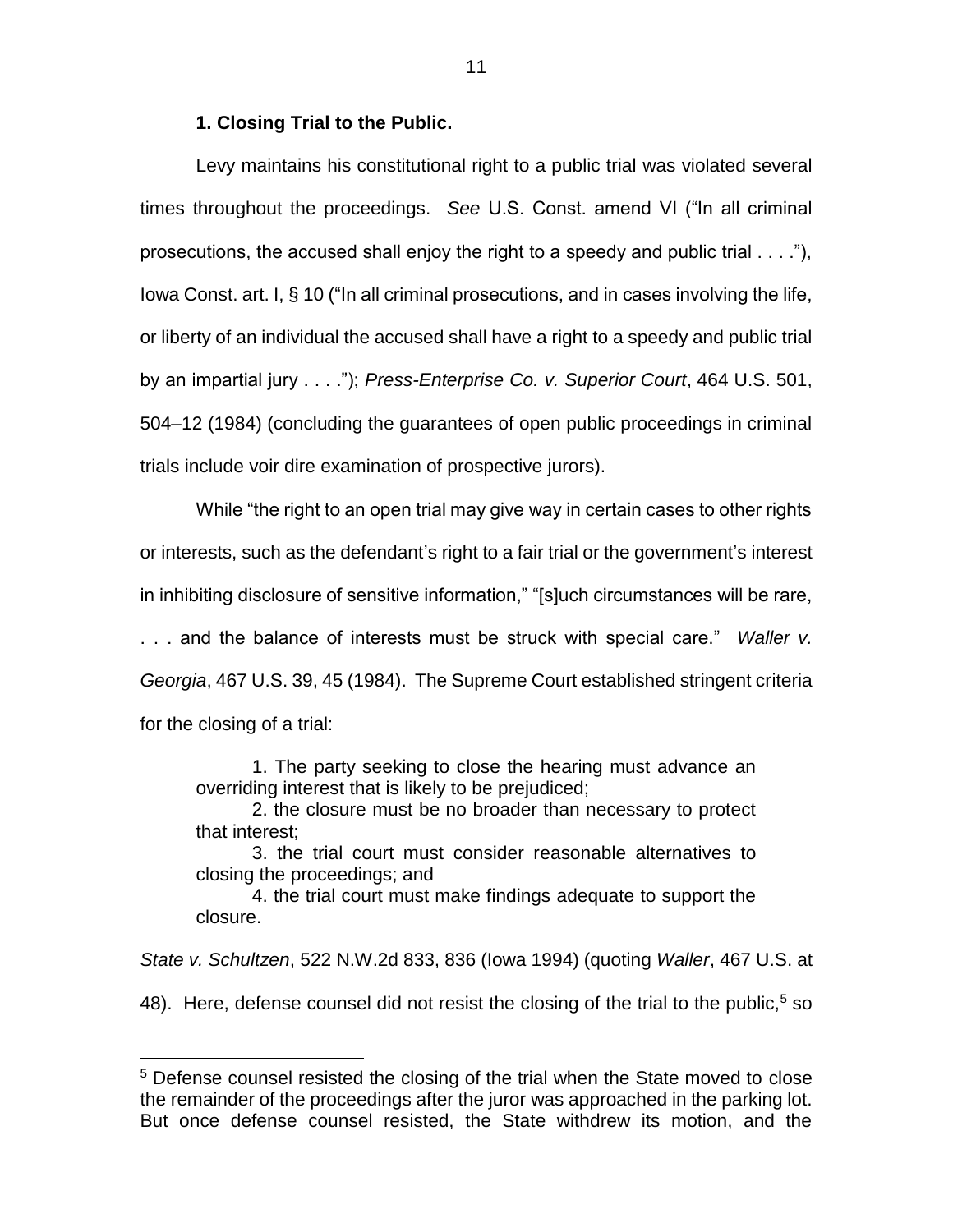**1. Closing Trial to the Public.**

Levy maintains his constitutional right to a public trial was violated several times throughout the proceedings. *See* U.S. Const. amend VI ("In all criminal prosecutions, the accused shall enjoy the right to a speedy and public trial . . . ."), Iowa Const. art. I, § 10 ("In all criminal prosecutions, and in cases involving the life, or liberty of an individual the accused shall have a right to a speedy and public trial by an impartial jury . . . ."); *Press-Enterprise Co. v. Superior Court*, 464 U.S. 501, 504–12 (1984) (concluding the guarantees of open public proceedings in criminal trials include voir dire examination of prospective jurors).

While "the right to an open trial may give way in certain cases to other rights or interests, such as the defendant's right to a fair trial or the government's interest in inhibiting disclosure of sensitive information," "[s]uch circumstances will be rare, . . . and the balance of interests must be struck with special care." *Waller v. Georgia*, 467 U.S. 39, 45 (1984). The Supreme Court established stringent criteria for the closing of a trial:

> 1. The party seeking to close the hearing must advance an overriding interest that is likely to be prejudiced;
> 2. the closure must be no broader than necessary to protect that interest;
> 3. the trial court must consider reasonable alternatives to closing the proceedings; and
> 4. the trial court must make findings adequate to support the closure.

*State v. Schultzen*, 522 N.W.2d 833, 836 (Iowa 1994) (quoting *Waller*, 467 U.S. at 48). Here, defense counsel did not resist the closing of the trial to the public,[5] so

---

[5] Defense counsel resisted the closing of the trial when the State moved to close the remainder of the proceedings after the juror was approached in the parking lot. But once defense counsel resisted, the State withdrew its motion, and the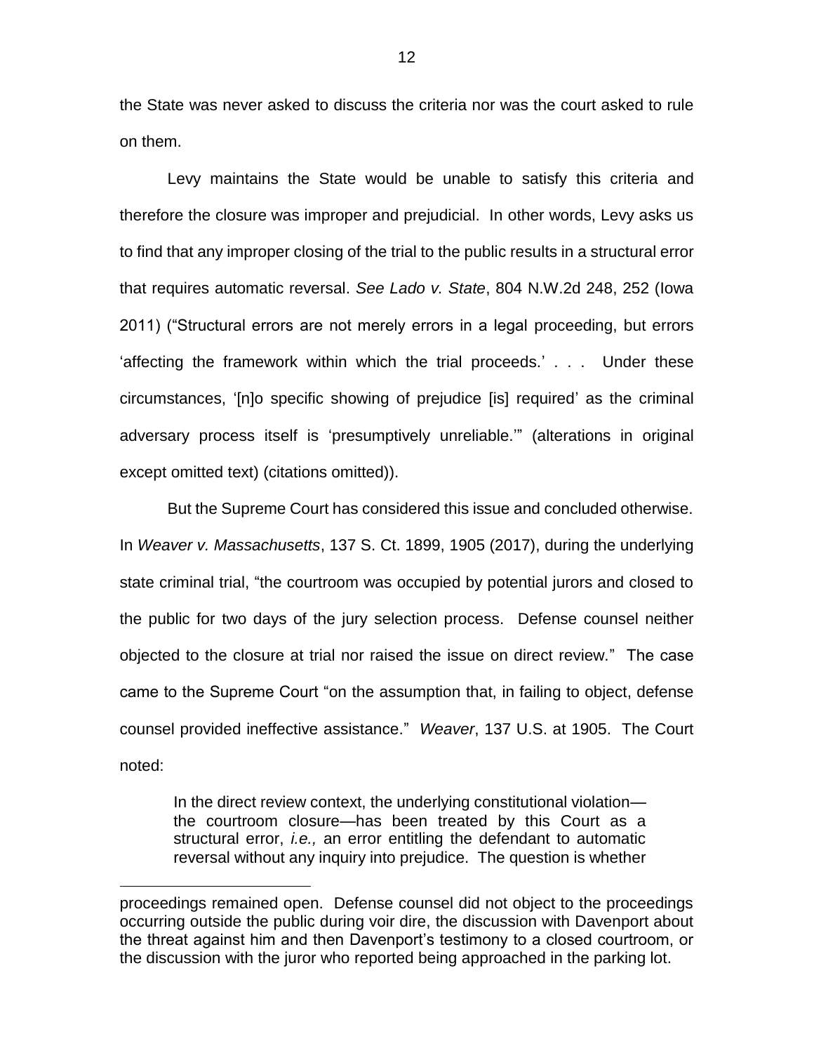the State was never asked to discuss the criteria nor was the court asked to rule on them.

Levy maintains the State would be unable to satisfy this criteria and therefore the closure was improper and prejudicial. In other words, Levy asks us to find that any improper closing of the trial to the public results in a structural error that requires automatic reversal. *See Lado v. State*, 804 N.W.2d 248, 252 (Iowa 2011) ("Structural errors are not merely errors in a legal proceeding, but errors 'affecting the framework within which the trial proceeds.' . . . Under these circumstances, '[n]o specific showing of prejudice [is] required' as the criminal adversary process itself is 'presumptively unreliable.'" (alterations in original except omitted text) (citations omitted)).

But the Supreme Court has considered this issue and concluded otherwise. In *Weaver v. Massachusetts*, 137 S. Ct. 1899, 1905 (2017), during the underlying state criminal trial, "the courtroom was occupied by potential jurors and closed to the public for two days of the jury selection process. Defense counsel neither objected to the closure at trial nor raised the issue on direct review." The case came to the Supreme Court "on the assumption that, in failing to object, defense counsel provided ineffective assistance." *Weaver*, 137 U.S. at 1905. The Court noted:

> In the direct review context, the underlying constitutional violation—the courtroom closure—has been treated by this Court as a structural error, *i.e.,* an error entitling the defendant to automatic reversal without any inquiry into prejudice. The question is whether

---

proceedings remained open. Defense counsel did not object to the proceedings occurring outside the public during voir dire, the discussion with Davenport about the threat against him and then Davenport's testimony to a closed courtroom, or the discussion with the juror who reported being approached in the parking lot.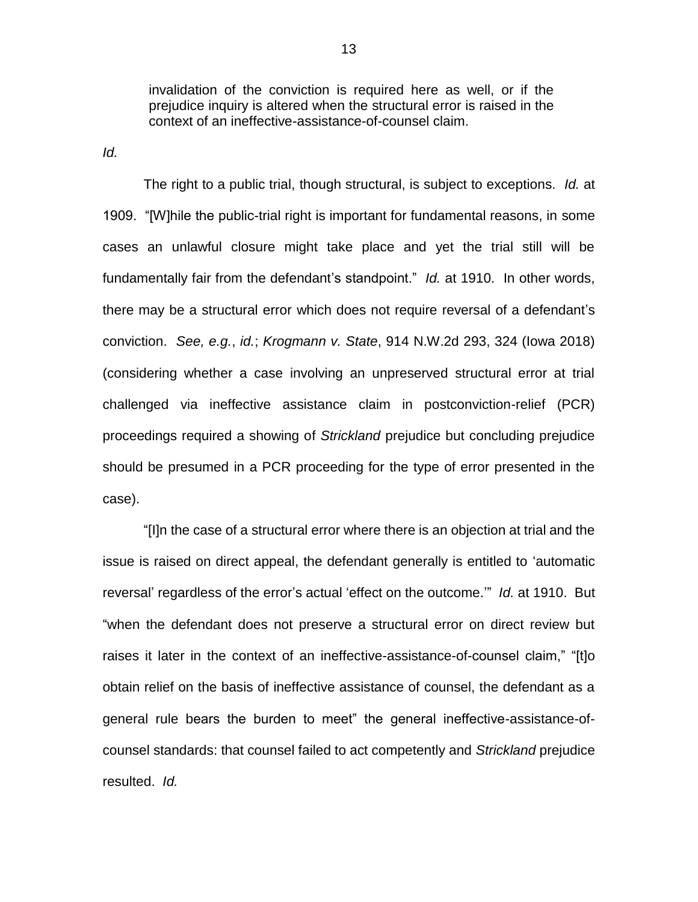> invalidation of the conviction is required here as well, or if the prejudice inquiry is altered when the structural error is raised in the context of an ineffective-assistance-of-counsel claim.

*Id.*

The right to a public trial, though structural, is subject to exceptions. *Id.* at 1909. "[W]hile the public-trial right is important for fundamental reasons, in some cases an unlawful closure might take place and yet the trial still will be fundamentally fair from the defendant's standpoint." *Id.* at 1910. In other words, there may be a structural error which does not require reversal of a defendant's conviction. *See, e.g.*, *id.*; *Krogmann v. State*, 914 N.W.2d 293, 324 (Iowa 2018) (considering whether a case involving an unpreserved structural error at trial challenged via ineffective assistance claim in postconviction-relief (PCR) proceedings required a showing of *Strickland* prejudice but concluding prejudice should be presumed in a PCR proceeding for the type of error presented in the case).

"[I]n the case of a structural error where there is an objection at trial and the issue is raised on direct appeal, the defendant generally is entitled to 'automatic reversal' regardless of the error's actual 'effect on the outcome.'" *Id.* at 1910. But "when the defendant does not preserve a structural error on direct review but raises it later in the context of an ineffective-assistance-of-counsel claim," "[t]o obtain relief on the basis of ineffective assistance of counsel, the defendant as a general rule bears the burden to meet" the general ineffective-assistance-of-counsel standards: that counsel failed to act competently and *Strickland* prejudice resulted. *Id.*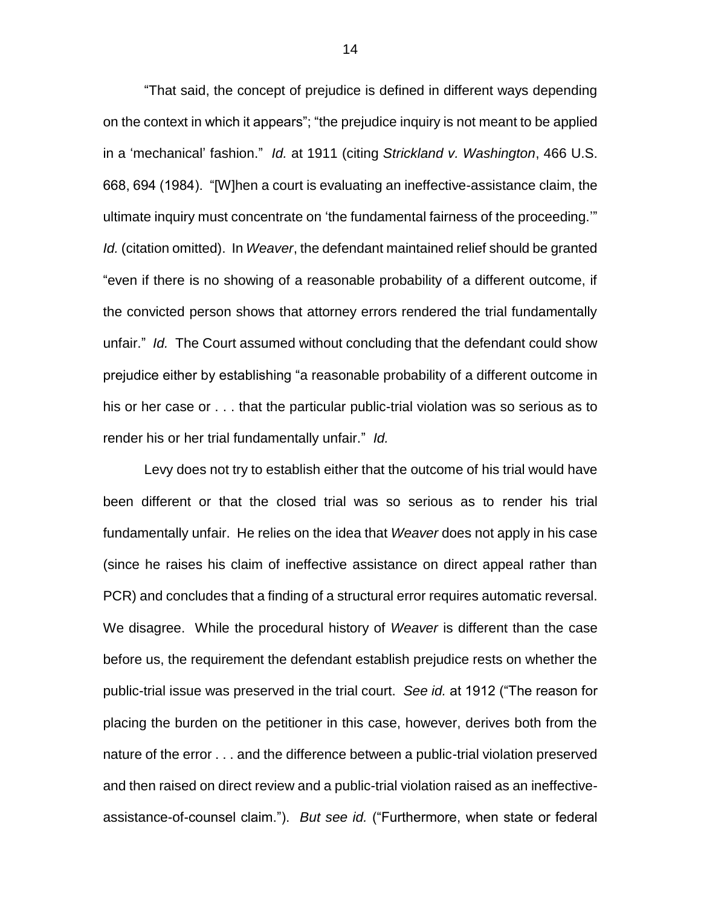"That said, the concept of prejudice is defined in different ways depending on the context in which it appears"; "the prejudice inquiry is not meant to be applied in a 'mechanical' fashion." *Id.* at 1911 (citing *Strickland v. Washington*, 466 U.S. 668, 694 (1984). "[W]hen a court is evaluating an ineffective-assistance claim, the ultimate inquiry must concentrate on 'the fundamental fairness of the proceeding.'" *Id.* (citation omitted). In *Weaver*, the defendant maintained relief should be granted "even if there is no showing of a reasonable probability of a different outcome, if the convicted person shows that attorney errors rendered the trial fundamentally unfair." *Id.* The Court assumed without concluding that the defendant could show prejudice either by establishing "a reasonable probability of a different outcome in his or her case or . . . that the particular public-trial violation was so serious as to render his or her trial fundamentally unfair." *Id.*

Levy does not try to establish either that the outcome of his trial would have been different or that the closed trial was so serious as to render his trial fundamentally unfair. He relies on the idea that *Weaver* does not apply in his case (since he raises his claim of ineffective assistance on direct appeal rather than PCR) and concludes that a finding of a structural error requires automatic reversal. We disagree. While the procedural history of *Weaver* is different than the case before us, the requirement the defendant establish prejudice rests on whether the public-trial issue was preserved in the trial court. *See id.* at 1912 ("The reason for placing the burden on the petitioner in this case, however, derives both from the nature of the error . . . and the difference between a public-trial violation preserved and then raised on direct review and a public-trial violation raised as an ineffective-assistance-of-counsel claim."). *But see id.* ("Furthermore, when state or federal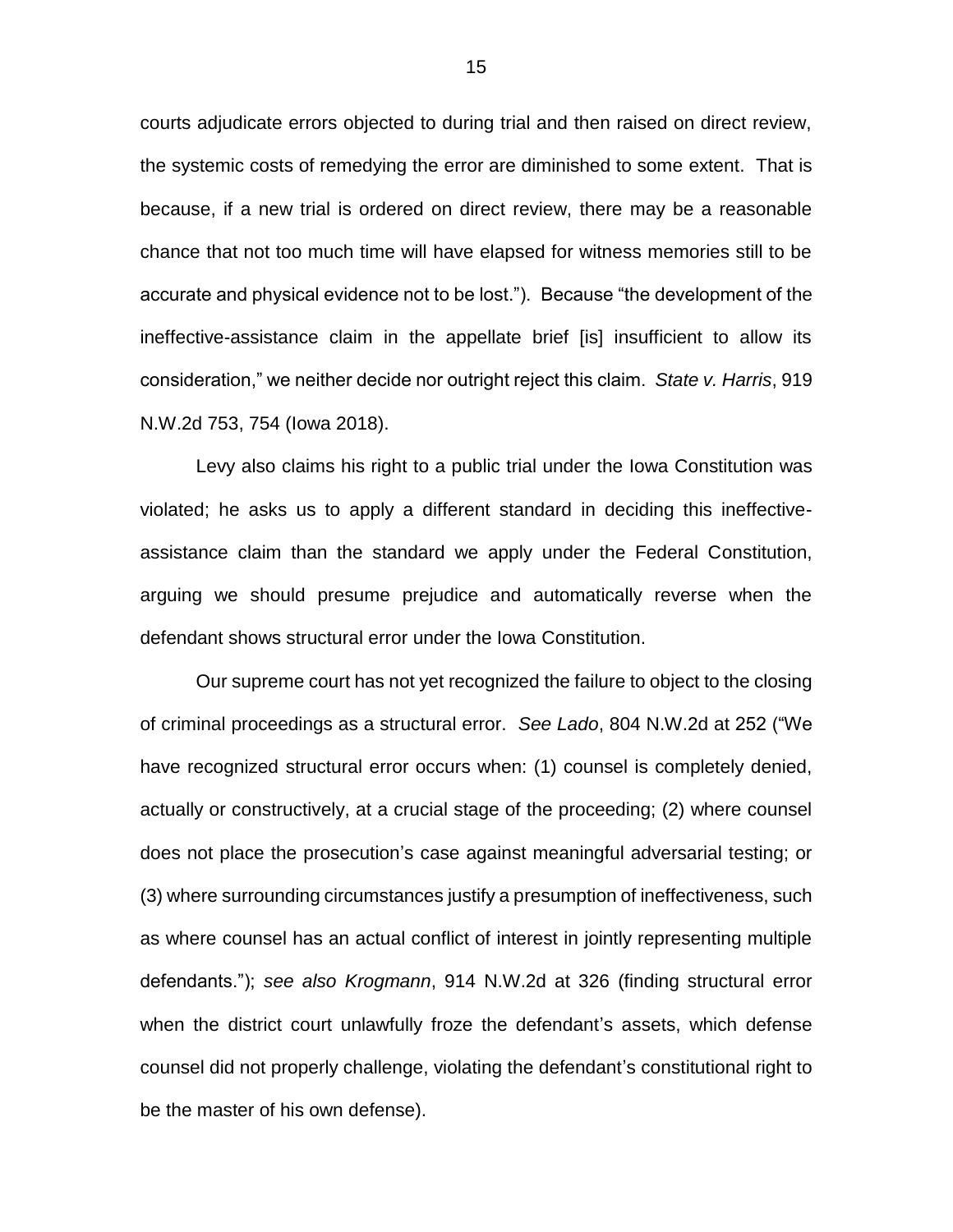courts adjudicate errors objected to during trial and then raised on direct review, the systemic costs of remedying the error are diminished to some extent. That is because, if a new trial is ordered on direct review, there may be a reasonable chance that not too much time will have elapsed for witness memories still to be accurate and physical evidence not to be lost."). Because "the development of the ineffective-assistance claim in the appellate brief [is] insufficient to allow its consideration," we neither decide nor outright reject this claim. *State v. Harris*, 919 N.W.2d 753, 754 (Iowa 2018).

Levy also claims his right to a public trial under the Iowa Constitution was violated; he asks us to apply a different standard in deciding this ineffective-assistance claim than the standard we apply under the Federal Constitution, arguing we should presume prejudice and automatically reverse when the defendant shows structural error under the Iowa Constitution.

Our supreme court has not yet recognized the failure to object to the closing of criminal proceedings as a structural error. *See Lado*, 804 N.W.2d at 252 ("We have recognized structural error occurs when: (1) counsel is completely denied, actually or constructively, at a crucial stage of the proceeding; (2) where counsel does not place the prosecution's case against meaningful adversarial testing; or (3) where surrounding circumstances justify a presumption of ineffectiveness, such as where counsel has an actual conflict of interest in jointly representing multiple defendants."); *see also Krogmann*, 914 N.W.2d at 326 (finding structural error when the district court unlawfully froze the defendant's assets, which defense counsel did not properly challenge, violating the defendant's constitutional right to be the master of his own defense).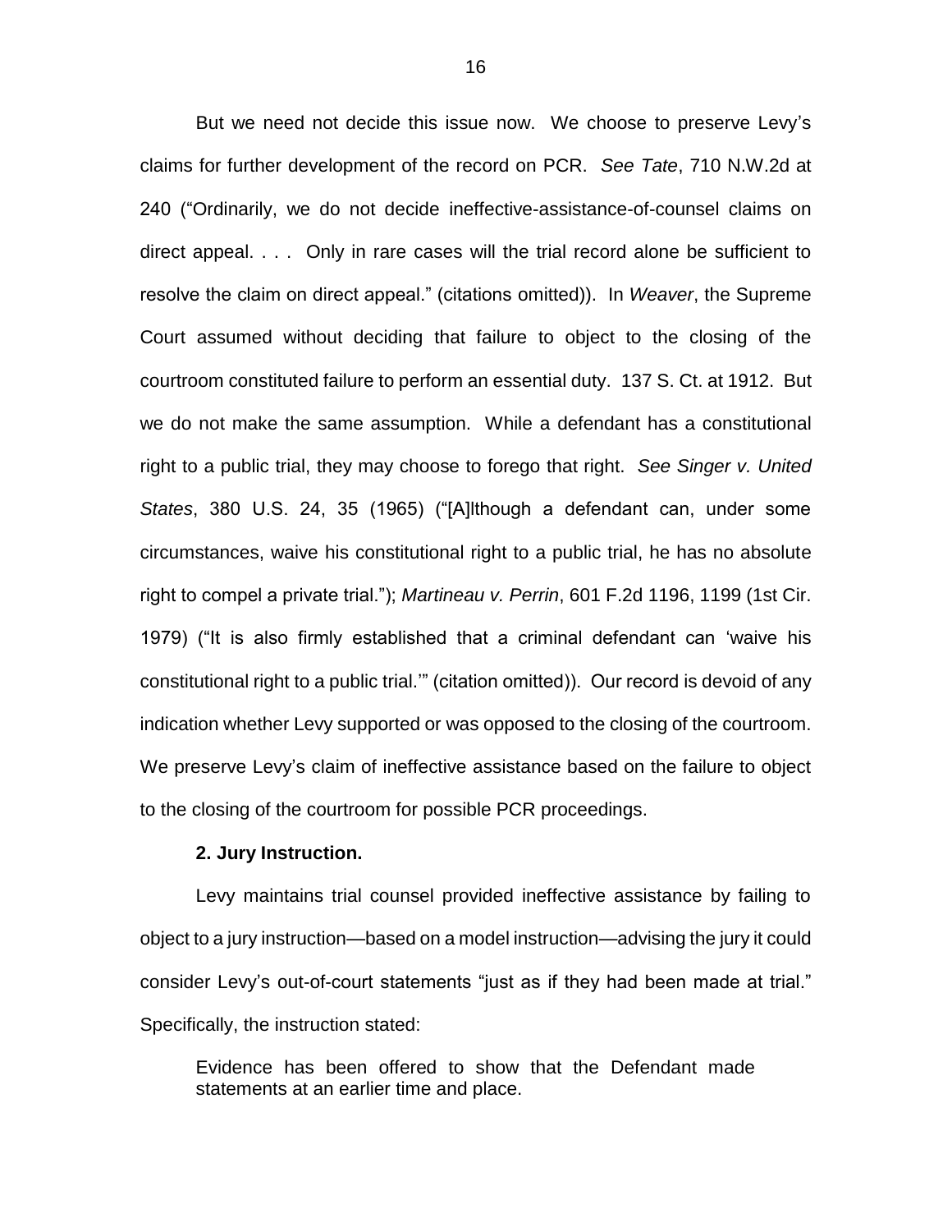But we need not decide this issue now. We choose to preserve Levy's claims for further development of the record on PCR. *See Tate*, 710 N.W.2d at 240 ("Ordinarily, we do not decide ineffective-assistance-of-counsel claims on direct appeal. . . . Only in rare cases will the trial record alone be sufficient to resolve the claim on direct appeal." (citations omitted)). In *Weaver*, the Supreme Court assumed without deciding that failure to object to the closing of the courtroom constituted failure to perform an essential duty. 137 S. Ct. at 1912. But we do not make the same assumption. While a defendant has a constitutional right to a public trial, they may choose to forego that right. *See Singer v. United States*, 380 U.S. 24, 35 (1965) ("[A]lthough a defendant can, under some circumstances, waive his constitutional right to a public trial, he has no absolute right to compel a private trial."); *Martineau v. Perrin*, 601 F.2d 1196, 1199 (1st Cir. 1979) ("It is also firmly established that a criminal defendant can 'waive his constitutional right to a public trial.'" (citation omitted)). Our record is devoid of any indication whether Levy supported or was opposed to the closing of the courtroom. We preserve Levy's claim of ineffective assistance based on the failure to object to the closing of the courtroom for possible PCR proceedings.

**2. Jury Instruction.**

Levy maintains trial counsel provided ineffective assistance by failing to object to a jury instruction—based on a model instruction—advising the jury it could consider Levy's out-of-court statements "just as if they had been made at trial." Specifically, the instruction stated:

> Evidence has been offered to show that the Defendant made statements at an earlier time and place.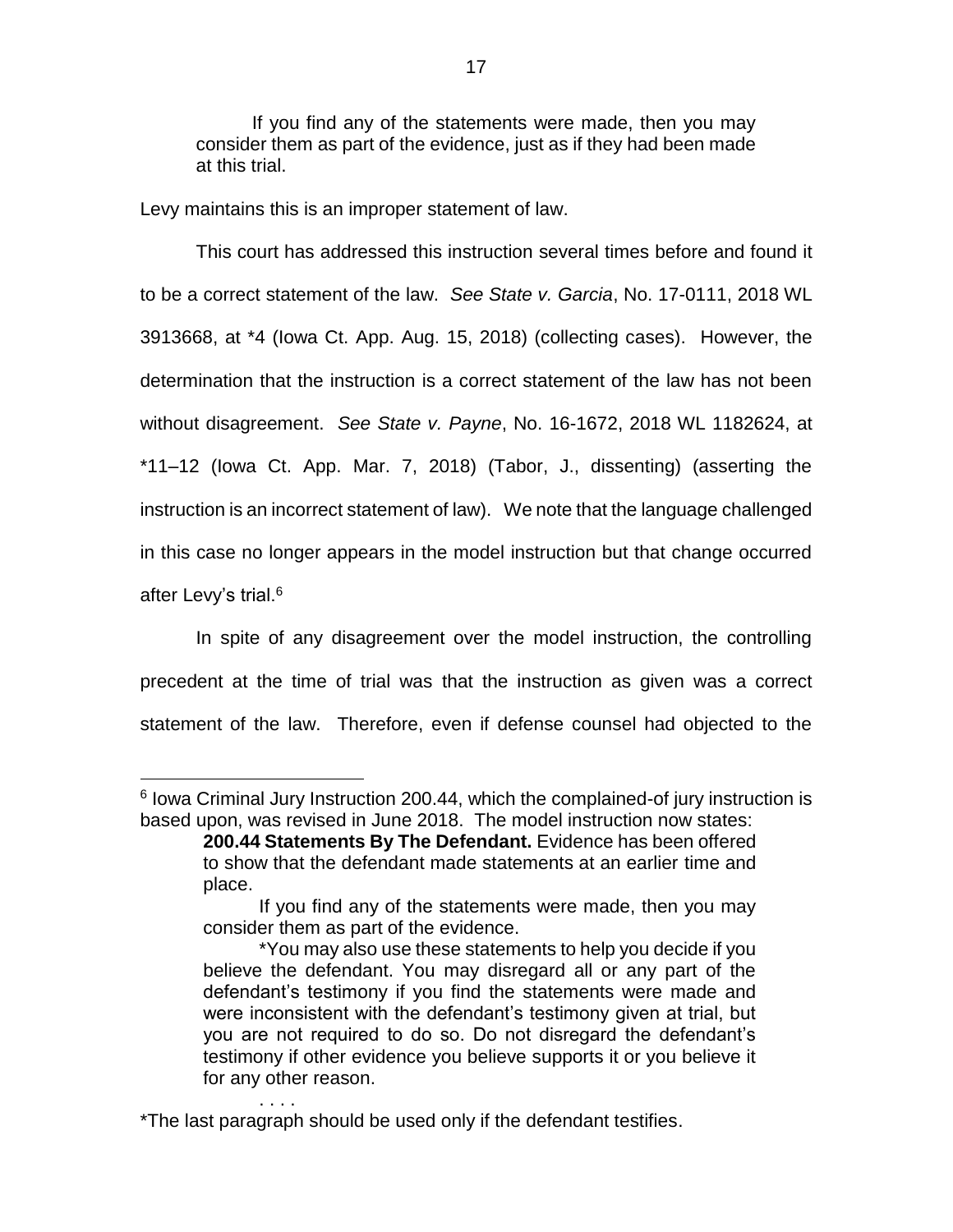> If you find any of the statements were made, then you may consider them as part of the evidence, just as if they had been made at this trial.

Levy maintains this is an improper statement of law.

This court has addressed this instruction several times before and found it to be a correct statement of the law. *See State v. Garcia*, No. 17-0111, 2018 WL 3913668, at *4 (Iowa Ct. App. Aug. 15, 2018) (collecting cases). However, the determination that the instruction is a correct statement of the law has not been without disagreement. *See State v. Payne*, No. 16-1672, 2018 WL 1182624, at *11–12 (Iowa Ct. App. Mar. 7, 2018) (Tabor, J., dissenting) (asserting the instruction is an incorrect statement of law). We note that the language challenged in this case no longer appears in the model instruction but that change occurred after Levy's trial.[6]

In spite of any disagreement over the model instruction, the controlling precedent at the time of trial was that the instruction as given was a correct statement of the law. Therefore, even if defense counsel had objected to the

---

[6] Iowa Criminal Jury Instruction 200.44, which the complained-of jury instruction is based upon, was revised in June 2018. The model instruction now states:

> **200.44 Statements By The Defendant.** Evidence has been offered to show that the defendant made statements at an earlier time and place.
>
> If you find any of the statements were made, then you may consider them as part of the evidence.
>
> *You may also use these statements to help you decide if you believe the defendant. You may disregard all or any part of the defendant's testimony if you find the statements were made and were inconsistent with the defendant's testimony given at trial, but you are not required to do so. Do not disregard the defendant's testimony if other evidence you believe supports it or you believe it for any other reason.
>
> . . . .

*The last paragraph should be used only if the defendant testifies.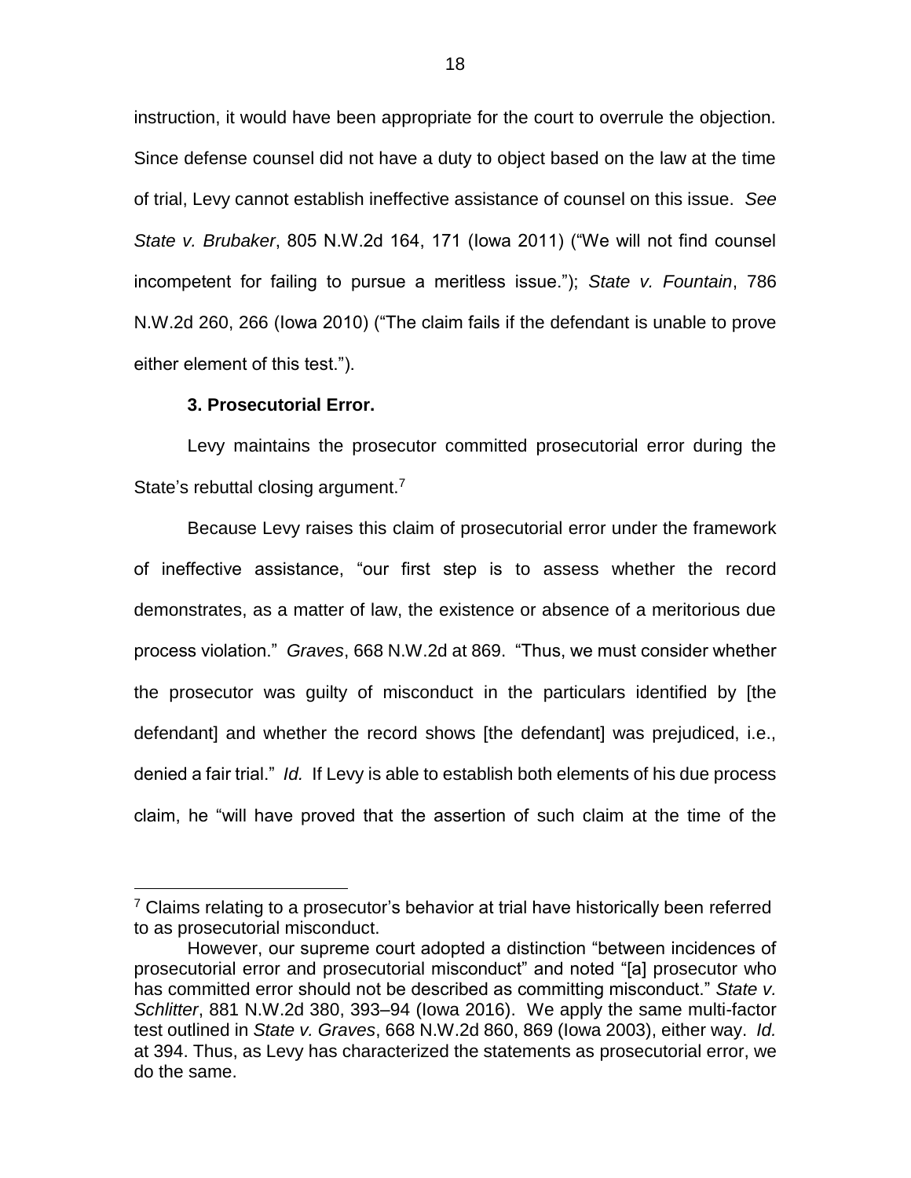instruction, it would have been appropriate for the court to overrule the objection. Since defense counsel did not have a duty to object based on the law at the time of trial, Levy cannot establish ineffective assistance of counsel on this issue. *See State v. Brubaker*, 805 N.W.2d 164, 171 (Iowa 2011) ("We will not find counsel incompetent for failing to pursue a meritless issue."); *State v. Fountain*, 786 N.W.2d 260, 266 (Iowa 2010) ("The claim fails if the defendant is unable to prove either element of this test.").

**3. Prosecutorial Error.**

Levy maintains the prosecutor committed prosecutorial error during the State's rebuttal closing argument.[7]

Because Levy raises this claim of prosecutorial error under the framework of ineffective assistance, "our first step is to assess whether the record demonstrates, as a matter of law, the existence or absence of a meritorious due process violation." *Graves*, 668 N.W.2d at 869. "Thus, we must consider whether the prosecutor was guilty of misconduct in the particulars identified by [the defendant] and whether the record shows [the defendant] was prejudiced, i.e., denied a fair trial." *Id.* If Levy is able to establish both elements of his due process claim, he "will have proved that the assertion of such claim at the time of the

---

[7] Claims relating to a prosecutor's behavior at trial have historically been referred to as prosecutorial misconduct.

However, our supreme court adopted a distinction "between incidences of prosecutorial error and prosecutorial misconduct" and noted "[a] prosecutor who has committed error should not be described as committing misconduct." *State v. Schlitter*, 881 N.W.2d 380, 393–94 (Iowa 2016). We apply the same multi-factor test outlined in *State v. Graves*, 668 N.W.2d 860, 869 (Iowa 2003), either way. *Id.* at 394. Thus, as Levy has characterized the statements as prosecutorial error, we do the same.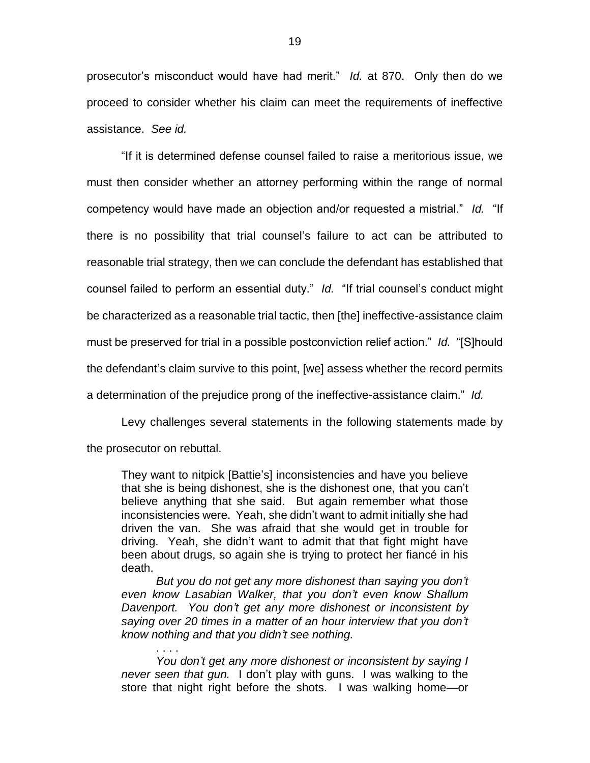prosecutor's misconduct would have had merit." *Id.* at 870. Only then do we proceed to consider whether his claim can meet the requirements of ineffective assistance. *See id.*

"If it is determined defense counsel failed to raise a meritorious issue, we must then consider whether an attorney performing within the range of normal competency would have made an objection and/or requested a mistrial." *Id.* "If there is no possibility that trial counsel's failure to act can be attributed to reasonable trial strategy, then we can conclude the defendant has established that counsel failed to perform an essential duty." *Id.* "If trial counsel's conduct might be characterized as a reasonable trial tactic, then [the] ineffective-assistance claim must be preserved for trial in a possible postconviction relief action." *Id.* "[S]hould the defendant's claim survive to this point, [we] assess whether the record permits a determination of the prejudice prong of the ineffective-assistance claim." *Id.*

Levy challenges several statements in the following statements made by the prosecutor on rebuttal.

> They want to nitpick [Battie's] inconsistencies and have you believe that she is being dishonest, she is the dishonest one, that you can't believe anything that she said. But again remember what those inconsistencies were. Yeah, she didn't want to admit initially she had driven the van. She was afraid that she would get in trouble for driving. Yeah, she didn't want to admit that that fight might have been about drugs, so again she is trying to protect her fiancé in his death.
>
> *But you do not get any more dishonest than saying you don't even know Lasabian Walker, that you don't even know Shallum Davenport. You don't get any more dishonest or inconsistent by saying over 20 times in a matter of an hour interview that you don't know nothing and that you didn't see nothing.*
>
> . . . .
>
> *You don't get any more dishonest or inconsistent by saying I never seen that gun.* I don't play with guns. I was walking to the store that night right before the shots. I was walking home—or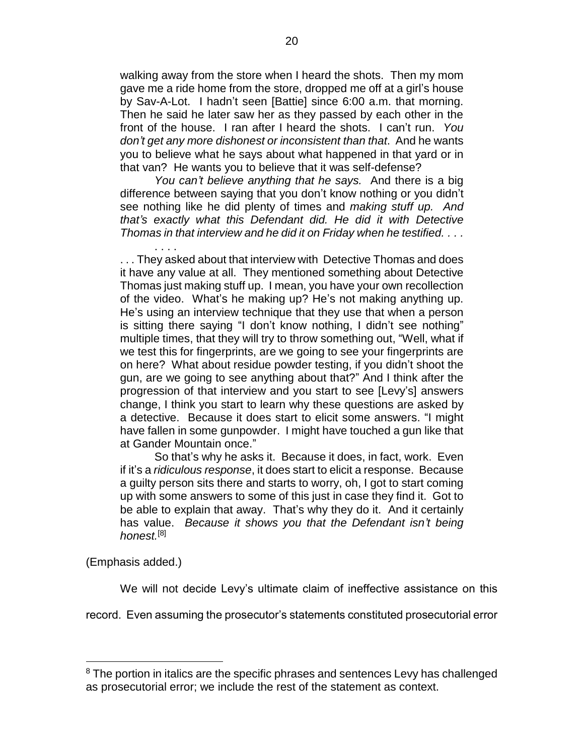walking away from the store when I heard the shots. Then my mom gave me a ride home from the store, dropped me off at a girl's house by Sav-A-Lot. I hadn't seen [Battie] since 6:00 a.m. that morning. Then he said he later saw her as they passed by each other in the front of the house. I ran after I heard the shots. I can't run. *You don't get any more dishonest or inconsistent than that*. And he wants you to believe what he says about what happened in that yard or in that van? He wants you to believe that it was self-defense?

> *You can't believe anything that he says.* And there is a big difference between saying that you don't know nothing or you didn't see nothing like he did plenty of times and *making stuff up. And that's exactly what this Defendant did. He did it with Detective Thomas in that interview and he did it on Friday when he testified. . . .*
>
> . . . .
>
> . . . They asked about that interview with Detective Thomas and does it have any value at all. They mentioned something about Detective Thomas just making stuff up. I mean, you have your own recollection of the video. What's he making up? He's not making anything up. He's using an interview technique that they use that when a person is sitting there saying "I don't know nothing, I didn't see nothing" multiple times, that they will try to throw something out, "Well, what if we test this for fingerprints, are we going to see your fingerprints are on here? What about residue powder testing, if you didn't shoot the gun, are we going to see anything about that?" And I think after the progression of that interview and you start to see [Levy's] answers change, I think you start to learn why these questions are asked by a detective. Because it does start to elicit some answers. "I might have fallen in some gunpowder. I might have touched a gun like that at Gander Mountain once."
>
> So that's why he asks it. Because it does, in fact, work. Even if it's a *ridiculous response*, it does start to elicit a response. Because a guilty person sits there and starts to worry, oh, I got to start coming up with some answers to some of this just in case they find it. Got to be able to explain that away. That's why they do it. And it certainly has value. *Because it shows you that the Defendant isn't being honest.*[8]

(Emphasis added.)

We will not decide Levy's ultimate claim of ineffective assistance on this record. Even assuming the prosecutor's statements constituted prosecutorial error

---

[8] The portion in italics are the specific phrases and sentences Levy has challenged as prosecutorial error; we include the rest of the statement as context.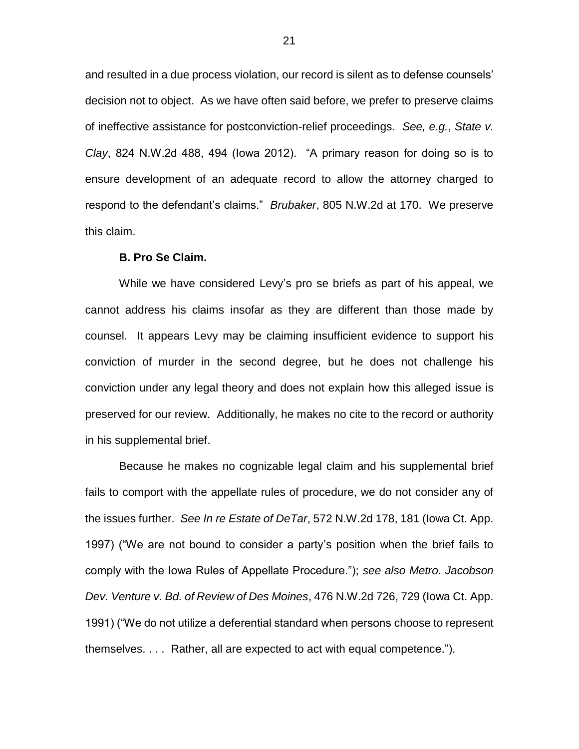and resulted in a due process violation, our record is silent as to defense counsels' decision not to object. As we have often said before, we prefer to preserve claims of ineffective assistance for postconviction-relief proceedings. *See, e.g.*, *State v. Clay*, 824 N.W.2d 488, 494 (Iowa 2012). "A primary reason for doing so is to ensure development of an adequate record to allow the attorney charged to respond to the defendant's claims." *Brubaker*, 805 N.W.2d at 170. We preserve this claim.

**B. Pro Se Claim.**

While we have considered Levy's pro se briefs as part of his appeal, we cannot address his claims insofar as they are different than those made by counsel. It appears Levy may be claiming insufficient evidence to support his conviction of murder in the second degree, but he does not challenge his conviction under any legal theory and does not explain how this alleged issue is preserved for our review. Additionally, he makes no cite to the record or authority in his supplemental brief.

Because he makes no cognizable legal claim and his supplemental brief fails to comport with the appellate rules of procedure, we do not consider any of the issues further. *See In re Estate of DeTar*, 572 N.W.2d 178, 181 (Iowa Ct. App. 1997) ("We are not bound to consider a party's position when the brief fails to comply with the Iowa Rules of Appellate Procedure."); *see also Metro. Jacobson Dev. Venture v. Bd. of Review of Des Moines*, 476 N.W.2d 726, 729 (Iowa Ct. App. 1991) ("We do not utilize a deferential standard when persons choose to represent themselves. . . . Rather, all are expected to act with equal competence.").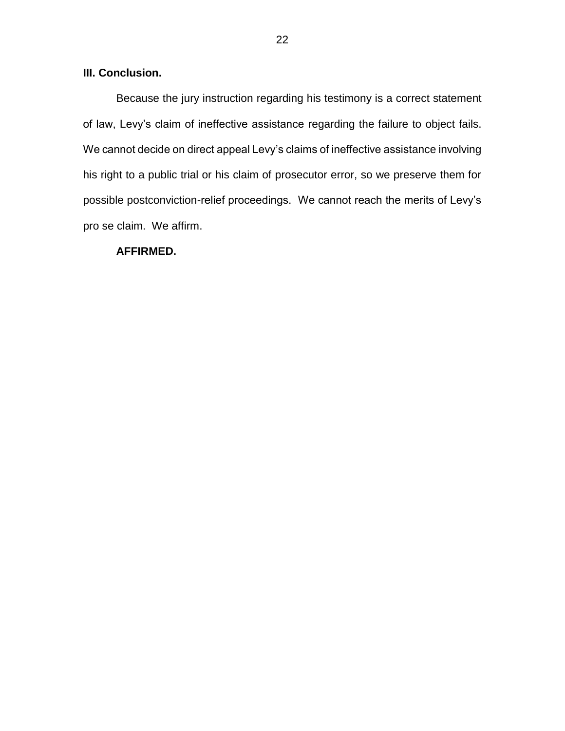## III. Conclusion.

Because the jury instruction regarding his testimony is a correct statement of law, Levy's claim of ineffective assistance regarding the failure to object fails. We cannot decide on direct appeal Levy's claims of ineffective assistance involving his right to a public trial or his claim of prosecutor error, so we preserve them for possible postconviction-relief proceedings. We cannot reach the merits of Levy's pro se claim. We affirm.

**AFFIRMED.**